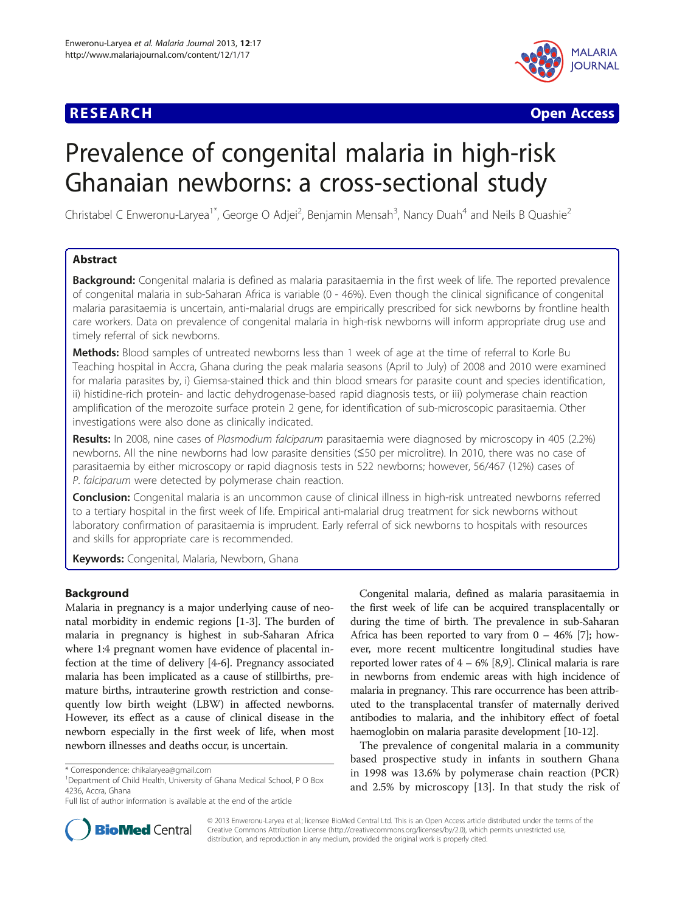RESEARCH Open Access

# Prevalence of congenital malaria in high-risk Ghanaian newborns: a cross-sectional study

Christabel C Enweronu-Laryea[1*], George O Adjei[2], Benjamin Mensah[3], Nancy Duah[4] and Neils B Quashie[2]

## Abstract

**Background:** Congenital malaria is defined as malaria parasitaemia in the first week of life. The reported prevalence of congenital malaria in sub-Saharan Africa is variable (0 - 46%). Even though the clinical significance of congenital malaria parasitaemia is uncertain, anti-malarial drugs are empirically prescribed for sick newborns by frontline health care workers. Data on prevalence of congenital malaria in high-risk newborns will inform appropriate drug use and timely referral of sick newborns.

**Methods:** Blood samples of untreated newborns less than 1 week of age at the time of referral to Korle Bu Teaching hospital in Accra, Ghana during the peak malaria seasons (April to July) of 2008 and 2010 were examined for malaria parasites by, i) Giemsa-stained thick and thin blood smears for parasite count and species identification, ii) histidine-rich protein- and lactic dehydrogenase-based rapid diagnosis tests, or iii) polymerase chain reaction amplification of the merozoite surface protein 2 gene, for identification of sub-microscopic parasitaemia. Other investigations were also done as clinically indicated.

**Results:** In 2008, nine cases of *Plasmodium falciparum* parasitaemia were diagnosed by microscopy in 405 (2.2%) newborns. All the nine newborns had low parasite densities (≤50 per microlitre). In 2010, there was no case of parasitaemia by either microscopy or rapid diagnosis tests in 522 newborns; however, 56/467 (12%) cases of *P. falciparum* were detected by polymerase chain reaction.

**Conclusion:** Congenital malaria is an uncommon cause of clinical illness in high-risk untreated newborns referred to a tertiary hospital in the first week of life. Empirical anti-malarial drug treatment for sick newborns without laboratory confirmation of parasitaemia is imprudent. Early referral of sick newborns to hospitals with resources and skills for appropriate care is recommended.

**Keywords:** Congenital, Malaria, Newborn, Ghana

## Background

Malaria in pregnancy is a major underlying cause of neonatal morbidity in endemic regions [1-3]. The burden of malaria in pregnancy is highest in sub-Saharan Africa where 1:4 pregnant women have evidence of placental infection at the time of delivery [4-6]. Pregnancy associated malaria has been implicated as a cause of stillbirths, premature births, intrauterine growth restriction and consequently low birth weight (LBW) in affected newborns. However, its effect as a cause of clinical disease in the newborn especially in the first week of life, when most newborn illnesses and deaths occur, is uncertain.

Congenital malaria, defined as malaria parasitaemia in the first week of life can be acquired transplacentally or during the time of birth. The prevalence in sub-Saharan Africa has been reported to vary from 0 – 46% [7]; however, more recent multicentre longitudinal studies have reported lower rates of 4 – 6% [8,9]. Clinical malaria is rare in newborns from endemic areas with high incidence of malaria in pregnancy. This rare occurrence has been attributed to the transplacental transfer of maternally derived antibodies to malaria, and the inhibitory effect of foetal haemoglobin on malaria parasite development [10-12].

The prevalence of congenital malaria in a community based prospective study in infants in southern Ghana in 1998 was 13.6% by polymerase chain reaction (PCR) and 2.5% by microscopy [13]. In that study the risk of

\* Correspondence: chikalaryea@gmail.com
[1]Department of Child Health, University of Ghana Medical School, P O Box 4236, Accra, Ghana
Full list of author information is available at the end of the article

© 2013 Enweronu-Laryea et al.; licensee BioMed Central Ltd. This is an Open Access article distributed under the terms of the Creative Commons Attribution License (http://creativecommons.org/licenses/by/2.0), which permits unrestricted use, distribution, and reproduction in any medium, provided the original work is properly cited.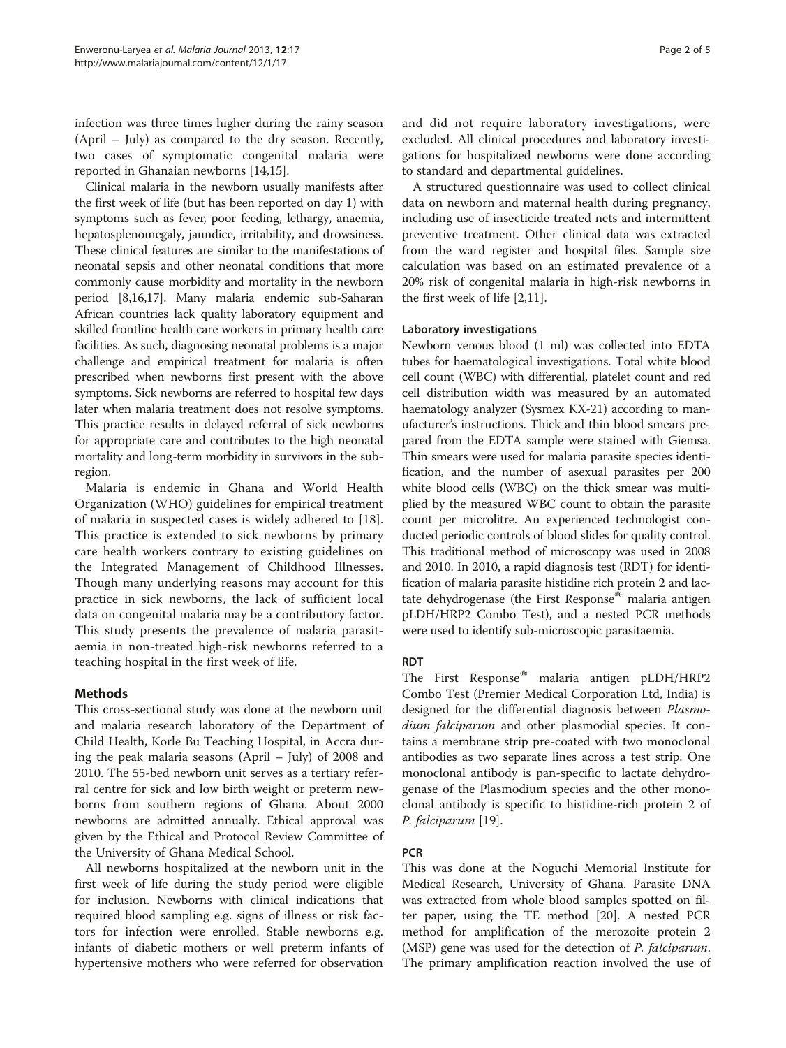infection was three times higher during the rainy season (April – July) as compared to the dry season. Recently, two cases of symptomatic congenital malaria were reported in Ghanaian newborns [14,15].

Clinical malaria in the newborn usually manifests after the first week of life (but has been reported on day 1) with symptoms such as fever, poor feeding, lethargy, anaemia, hepatosplenomegaly, jaundice, irritability, and drowsiness. These clinical features are similar to the manifestations of neonatal sepsis and other neonatal conditions that more commonly cause morbidity and mortality in the newborn period [8,16,17]. Many malaria endemic sub-Saharan African countries lack quality laboratory equipment and skilled frontline health care workers in primary health care facilities. As such, diagnosing neonatal problems is a major challenge and empirical treatment for malaria is often prescribed when newborns first present with the above symptoms. Sick newborns are referred to hospital few days later when malaria treatment does not resolve symptoms. This practice results in delayed referral of sick newborns for appropriate care and contributes to the high neonatal mortality and long-term morbidity in survivors in the sub-region.

Malaria is endemic in Ghana and World Health Organization (WHO) guidelines for empirical treatment of malaria in suspected cases is widely adhered to [18]. This practice is extended to sick newborns by primary care health workers contrary to existing guidelines on the Integrated Management of Childhood Illnesses. Though many underlying reasons may account for this practice in sick newborns, the lack of sufficient local data on congenital malaria may be a contributory factor. This study presents the prevalence of malaria parasitaemia in non-treated high-risk newborns referred to a teaching hospital in the first week of life.

## Methods

This cross-sectional study was done at the newborn unit and malaria research laboratory of the Department of Child Health, Korle Bu Teaching Hospital, in Accra during the peak malaria seasons (April – July) of 2008 and 2010. The 55-bed newborn unit serves as a tertiary referral centre for sick and low birth weight or preterm newborns from southern regions of Ghana. About 2000 newborns are admitted annually. Ethical approval was given by the Ethical and Protocol Review Committee of the University of Ghana Medical School.

All newborns hospitalized at the newborn unit in the first week of life during the study period were eligible for inclusion. Newborns with clinical indications that required blood sampling e.g. signs of illness or risk factors for infection were enrolled. Stable newborns e.g. infants of diabetic mothers or well preterm infants of hypertensive mothers who were referred for observation and did not require laboratory investigations, were excluded. All clinical procedures and laboratory investigations for hospitalized newborns were done according to standard and departmental guidelines.

A structured questionnaire was used to collect clinical data on newborn and maternal health during pregnancy, including use of insecticide treated nets and intermittent preventive treatment. Other clinical data was extracted from the ward register and hospital files. Sample size calculation was based on an estimated prevalence of a 20% risk of congenital malaria in high-risk newborns in the first week of life [2,11].

### Laboratory investigations

Newborn venous blood (1 ml) was collected into EDTA tubes for haematological investigations. Total white blood cell count (WBC) with differential, platelet count and red cell distribution width was measured by an automated haematology analyzer (Sysmex KX-21) according to manufacturer's instructions. Thick and thin blood smears prepared from the EDTA sample were stained with Giemsa. Thin smears were used for malaria parasite species identification, and the number of asexual parasites per 200 white blood cells (WBC) on the thick smear was multiplied by the measured WBC count to obtain the parasite count per microlitre. An experienced technologist conducted periodic controls of blood slides for quality control. This traditional method of microscopy was used in 2008 and 2010. In 2010, a rapid diagnosis test (RDT) for identification of malaria parasite histidine rich protein 2 and lactate dehydrogenase (the First Response® malaria antigen pLDH/HRP2 Combo Test), and a nested PCR methods were used to identify sub-microscopic parasitaemia.

### RDT

The First Response® malaria antigen pLDH/HRP2 Combo Test (Premier Medical Corporation Ltd, India) is designed for the differential diagnosis between *Plasmodium falciparum* and other plasmodial species. It contains a membrane strip pre-coated with two monoclonal antibodies as two separate lines across a test strip. One monoclonal antibody is pan-specific to lactate dehydrogenase of the Plasmodium species and the other monoclonal antibody is specific to histidine-rich protein 2 of *P. falciparum* [19].

### PCR

This was done at the Noguchi Memorial Institute for Medical Research, University of Ghana. Parasite DNA was extracted from whole blood samples spotted on filter paper, using the TE method [20]. A nested PCR method for amplification of the merozoite protein 2 (MSP) gene was used for the detection of *P. falciparum*. The primary amplification reaction involved the use of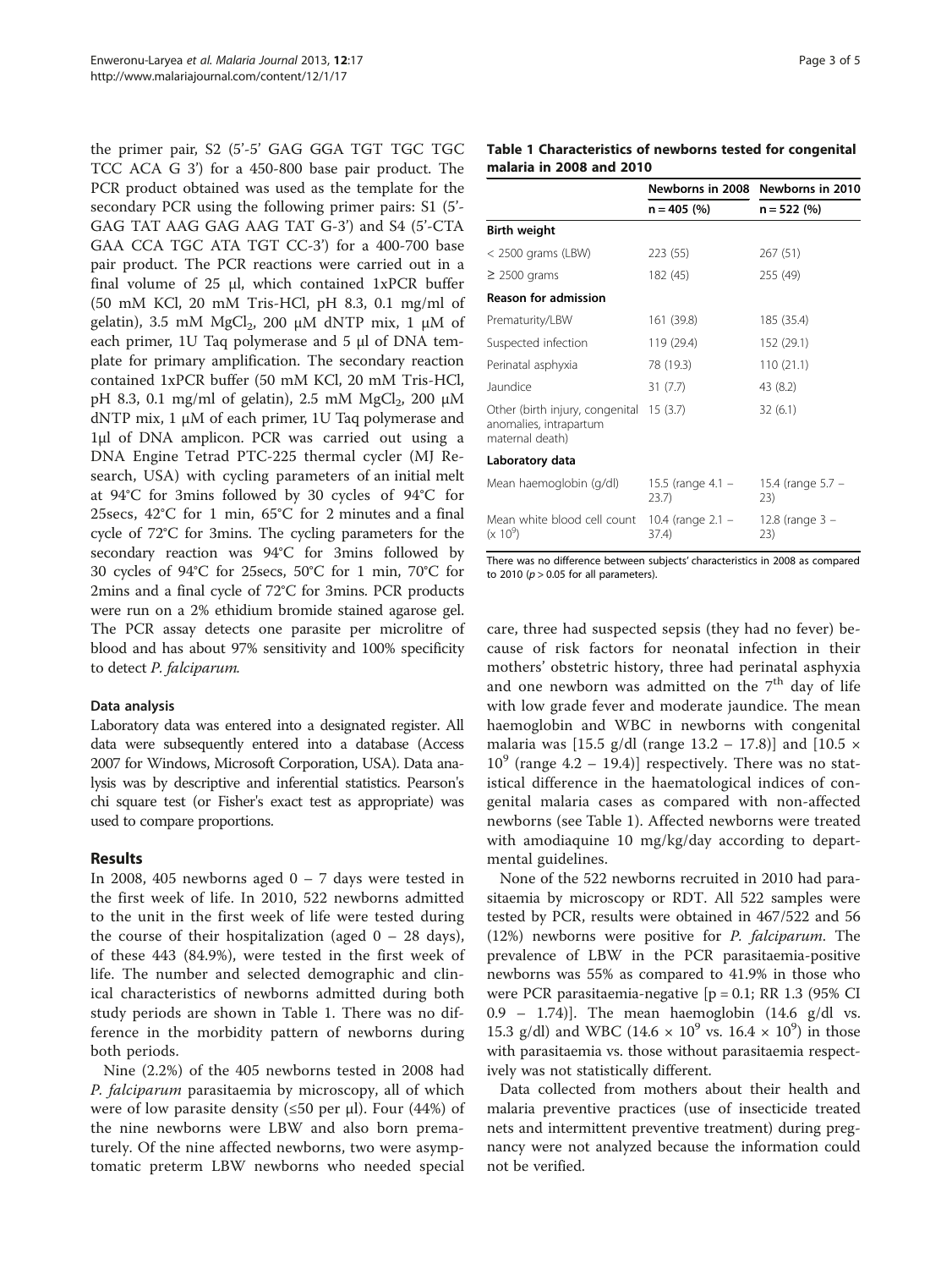the primer pair, S2 (5'-5' GAG GGA TGT TGC TGC TCC ACA G 3') for a 450-800 base pair product. The PCR product obtained was used as the template for the secondary PCR using the following primer pairs: S1 (5'-GAG TAT AAG GAG AAG TAT G-3') and S4 (5'-CTA GAA CCA TGC ATA TGT CC-3') for a 400-700 base pair product. The PCR reactions were carried out in a final volume of 25 μl, which contained 1xPCR buffer (50 mM KCl, 20 mM Tris-HCl, pH 8.3, 0.1 mg/ml of gelatin), 3.5 mM $MgCl_2$, 200 μM dNTP mix, 1 μM of each primer, 1U Taq polymerase and 5 μl of DNA template for primary amplification. The secondary reaction contained 1xPCR buffer (50 mM KCl, 20 mM Tris-HCl, pH 8.3, 0.1 mg/ml of gelatin), 2.5 mM $MgCl_2$, 200 μM dNTP mix, 1 μM of each primer, 1U Taq polymerase and 1μl of DNA amplicon. PCR was carried out using a DNA Engine Tetrad PTC-225 thermal cycler (MJ Research, USA) with cycling parameters of an initial melt at 94°C for 3mins followed by 30 cycles of 94°C for 25secs, 42°C for 1 min, 65°C for 2 minutes and a final cycle of 72°C for 3mins. The cycling parameters for the secondary reaction was 94°C for 3mins followed by 30 cycles of 94°C for 25secs, 50°C for 1 min, 70°C for 2mins and a final cycle of 72°C for 3mins. PCR products were run on a 2% ethidium bromide stained agarose gel. The PCR assay detects one parasite per microlitre of blood and has about 97% sensitivity and 100% specificity to detect *P. falciparum*.

### Data analysis

Laboratory data was entered into a designated register. All data were subsequently entered into a database (Access 2007 for Windows, Microsoft Corporation, USA). Data analysis was by descriptive and inferential statistics. Pearson's chi square test (or Fisher's exact test as appropriate) was used to compare proportions.

## Results

In 2008, 405 newborns aged 0 – 7 days were tested in the first week of life. In 2010, 522 newborns admitted to the unit in the first week of life were tested during the course of their hospitalization (aged 0 – 28 days), of these 443 (84.9%), were tested in the first week of life. The number and selected demographic and clinical characteristics of newborns admitted during both study periods are shown in Table 1. There was no difference in the morbidity pattern of newborns during both periods.

Nine (2.2%) of the 405 newborns tested in 2008 had *P. falciparum* parasitaemia by microscopy, all of which were of low parasite density (≤50 per μl). Four (44%) of the nine newborns were LBW and also born prematurely. Of the nine affected newborns, two were asymptomatic preterm LBW newborns who needed special care, three had suspected sepsis (they had no fever) because of risk factors for neonatal infection in their mothers' obstetric history, three had perinatal asphyxia and one newborn was admitted on the 7th day of life with low grade fever and moderate jaundice. The mean haemoglobin and WBC in newborns with congenital malaria was [15.5 g/dl (range 13.2 – 17.8)] and [10.5 × $10^9$ (range 4.2 – 19.4)] respectively. There was no statistical difference in the haematological indices of congenital malaria cases as compared with non-affected newborns (see Table 1). Affected newborns were treated with amodiaquine 10 mg/kg/day according to departmental guidelines.

**Table 1 Characteristics of newborns tested for congenital malaria in 2008 and 2010**

| | Newborns in 2008 | Newborns in 2010 |
|---|---|---|
| | n = 405 (%) | n = 522 (%) |
| **Birth weight** | | |
| < 2500 grams (LBW) | 223 (55) | 267 (51) |
| ≥ 2500 grams | 182 (45) | 255 (49) |
| **Reason for admission** | | |
| Prematurity/LBW | 161 (39.8) | 185 (35.4) |
| Suspected infection | 119 (29.4) | 152 (29.1) |
| Perinatal asphyxia | 78 (19.3) | 110 (21.1) |
| Jaundice | 31 (7.7) | 43 (8.2) |
| Other (birth injury, congenital anomalies, intrapartum maternal death) | 15 (3.7) | 32 (6.1) |
| **Laboratory data** | | |
| Mean haemoglobin (g/dl) | 15.5 (range 4.1 – 23.7) | 15.4 (range 5.7 – 23) |
| Mean white blood cell count (x $10^9$) | 10.4 (range 2.1 – 37.4) | 12.8 (range 3 – 23) |

There was no difference between subjects' characteristics in 2008 as compared to 2010 ($p > 0.05$ for all parameters).

None of the 522 newborns recruited in 2010 had parasitaemia by microscopy or RDT. All 522 samples were tested by PCR, results were obtained in 467/522 and 56 (12%) newborns were positive for *P. falciparum*. The prevalence of LBW in the PCR parasitaemia-positive newborns was 55% as compared to 41.9% in those who were PCR parasitaemia-negative [p = 0.1; RR 1.3 (95% CI 0.9 – 1.74)]. The mean haemoglobin (14.6 g/dl vs. 15.3 g/dl) and WBC (14.6 × $10^9$ vs. 16.4 × $10^9$) in those with parasitaemia vs. those without parasitaemia respectively was not statistically different.

Data collected from mothers about their health and malaria preventive practices (use of insecticide treated nets and intermittent preventive treatment) during pregnancy were not analyzed because the information could not be verified.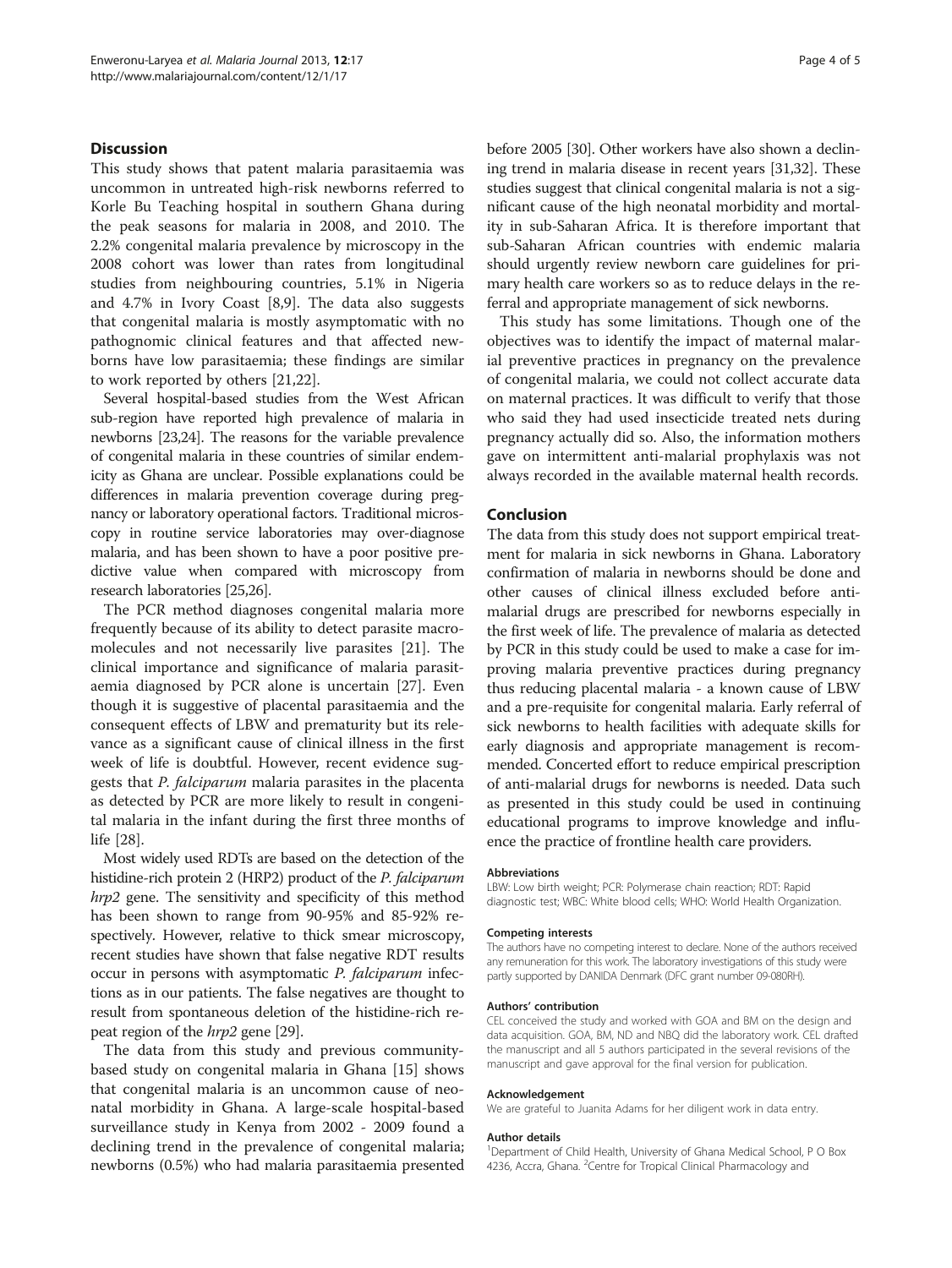## Discussion

This study shows that patent malaria parasitaemia was uncommon in untreated high-risk newborns referred to Korle Bu Teaching hospital in southern Ghana during the peak seasons for malaria in 2008, and 2010. The 2.2% congenital malaria prevalence by microscopy in the 2008 cohort was lower than rates from longitudinal studies from neighbouring countries, 5.1% in Nigeria and 4.7% in Ivory Coast [8,9]. The data also suggests that congenital malaria is mostly asymptomatic with no pathognomic clinical features and that affected newborns have low parasitaemia; these findings are similar to work reported by others [21,22].

Several hospital-based studies from the West African sub-region have reported high prevalence of malaria in newborns [23,24]. The reasons for the variable prevalence of congenital malaria in these countries of similar endemicity as Ghana are unclear. Possible explanations could be differences in malaria prevention coverage during pregnancy or laboratory operational factors. Traditional microscopy in routine service laboratories may over-diagnose malaria, and has been shown to have a poor positive predictive value when compared with microscopy from research laboratories [25,26].

The PCR method diagnoses congenital malaria more frequently because of its ability to detect parasite macromolecules and not necessarily live parasites [21]. The clinical importance and significance of malaria parasitaemia diagnosed by PCR alone is uncertain [27]. Even though it is suggestive of placental parasitaemia and the consequent effects of LBW and prematurity but its relevance as a significant cause of clinical illness in the first week of life is doubtful. However, recent evidence suggests that *P. falciparum* malaria parasites in the placenta as detected by PCR are more likely to result in congenital malaria in the infant during the first three months of life [28].

Most widely used RDTs are based on the detection of the histidine-rich protein 2 (HRP2) product of the *P. falciparum hrp2* gene. The sensitivity and specificity of this method has been shown to range from 90-95% and 85-92% respectively. However, relative to thick smear microscopy, recent studies have shown that false negative RDT results occur in persons with asymptomatic *P. falciparum* infections as in our patients. The false negatives are thought to result from spontaneous deletion of the histidine-rich repeat region of the *hrp2* gene [29].

The data from this study and previous community-based study on congenital malaria in Ghana [15] shows that congenital malaria is an uncommon cause of neonatal morbidity in Ghana. A large-scale hospital-based surveillance study in Kenya from 2002 - 2009 found a declining trend in the prevalence of congenital malaria; newborns (0.5%) who had malaria parasitaemia presented before 2005 [30]. Other workers have also shown a declining trend in malaria disease in recent years [31,32]. These studies suggest that clinical congenital malaria is not a significant cause of the high neonatal morbidity and mortality in sub-Saharan Africa. It is therefore important that sub-Saharan African countries with endemic malaria should urgently review newborn care guidelines for primary health care workers so as to reduce delays in the referral and appropriate management of sick newborns.

This study has some limitations. Though one of the objectives was to identify the impact of maternal malarial preventive practices in pregnancy on the prevalence of congenital malaria, we could not collect accurate data on maternal practices. It was difficult to verify that those who said they had used insecticide treated nets during pregnancy actually did so. Also, the information mothers gave on intermittent anti-malarial prophylaxis was not always recorded in the available maternal health records.

## Conclusion

The data from this study does not support empirical treatment for malaria in sick newborns in Ghana. Laboratory confirmation of malaria in newborns should be done and other causes of clinical illness excluded before anti-malarial drugs are prescribed for newborns especially in the first week of life. The prevalence of malaria as detected by PCR in this study could be used to make a case for improving malaria preventive practices during pregnancy thus reducing placental malaria - a known cause of LBW and a pre-requisite for congenital malaria. Early referral of sick newborns to health facilities with adequate skills for early diagnosis and appropriate management is recommended. Concerted effort to reduce empirical prescription of anti-malarial drugs for newborns is needed. Data such as presented in this study could be used in continuing educational programs to improve knowledge and influence the practice of frontline health care providers.

#### Abbreviations

LBW: Low birth weight; PCR: Polymerase chain reaction; RDT: Rapid diagnostic test; WBC: White blood cells; WHO: World Health Organization.

#### Competing interests

The authors have no competing interest to declare. None of the authors received any remuneration for this work. The laboratory investigations of this study were partly supported by DANIDA Denmark (DFC grant number 09-080RH).

#### Authors' contribution

CEL conceived the study and worked with GOA and BM on the design and data acquisition. GOA, BM, ND and NBQ did the laboratory work. CEL drafted the manuscript and all 5 authors participated in the several revisions of the manuscript and gave approval for the final version for publication.

#### Acknowledgement

We are grateful to Juanita Adams for her diligent work in data entry.

#### Author details

[1]Department of Child Health, University of Ghana Medical School, P O Box 4236, Accra, Ghana. [2]Centre for Tropical Clinical Pharmacology and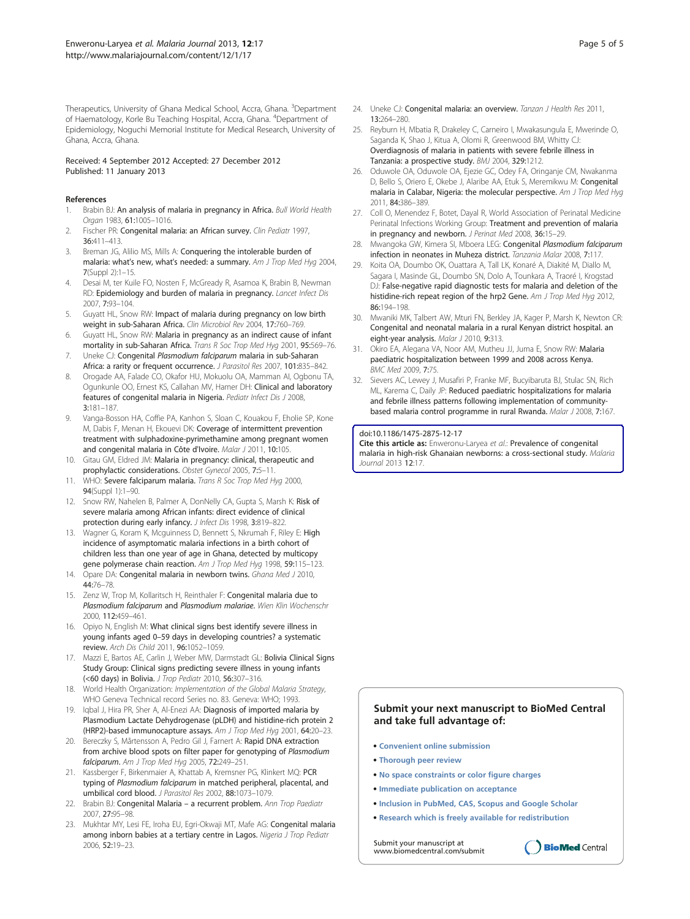Therapeutics, University of Ghana Medical School, Accra, Ghana. [3]Department of Haematology, Korle Bu Teaching Hospital, Accra, Ghana. [4]Department of Epidemiology, Noguchi Memorial Institute for Medical Research, University of Ghana, Accra, Ghana.

Received: 4 September 2012 Accepted: 27 December 2012
Published: 11 January 2013

## References

1. Brabin BJ: **An analysis of malaria in pregnancy in Africa.** *Bull World Health Organ* 1983, **61:**1005–1016.
2. Fischer PR: **Congenital malaria: an African survey.** *Clin Pediatr* 1997, **36:**411–413.
3. Breman JG, Alilio MS, Mills A: **Conquering the intolerable burden of malaria: what's new, what's needed: a summary.** *Am J Trop Med Hyg* 2004, **7**(Suppl 2):1–15.
4. Desai M, ter Kuile FO, Nosten F, McGready R, Asamoa K, Brabin B, Newman RD: **Epidemiology and burden of malaria in pregnancy.** *Lancet Infect Dis* 2007, **7:**93–104.
5. Guyatt HL, Snow RW: **Impact of malaria during pregnancy on low birth weight in sub-Saharan Africa.** *Clin Microbiol Rev* 2004, **17:**760–769.
6. Guyatt HL, Snow RW: **Malaria in pregnancy as an indirect cause of infant mortality in sub-Saharan Africa.** *Trans R Soc Trop Med Hyg* 2001, **95:**569–76.
7. Uneke CJ: **Congenital *Plasmodium falciparum* malaria in sub-Saharan Africa: a rarity or frequent occurrence.** *J Parasitol Res* 2007, **101:**835–842.
8. Orogade AA, Falade CO, Okafor HU, Mokuolu OA, Mamman AI, Ogbonu TA, Ogunkunle OO, Ernest KS, Callahan MV, Hamer DH: **Clinical and laboratory features of congenital malaria in Nigeria.** *Pediatr Infect Dis J* 2008, **3:**181–187.
9. Vanga-Bosson HA, Coffie PA, Kanhon S, Sloan C, Kouakou F, Eholie SP, Kone M, Dabis F, Menan H, Ekouevi DK: **Coverage of intermittent prevention treatment with sulphadoxine-pyrimethamine among pregnant women and congenital malaria in Côte d'Ivoire.** *Malar J* 2011, **10:**105.
10. Gitau GM, Eldred JM: **Malaria in pregnancy: clinical, therapeutic and prophylactic considerations.** *Obstet Gynecol* 2005, **7:**5–11.
11. WHO: **Severe falciparum malaria.** *Trans R Soc Trop Med Hyg* 2000, **94**(Suppl 1):1–90.
12. Snow RW, Nahelen B, Palmer A, DonNelly CA, Gupta S, Marsh K: **Risk of severe malaria among African infants: direct evidence of clinical protection during early infancy.** *J Infect Dis* 1998, **3:**819–822.
13. Wagner G, Koram K, Mcguinness D, Bennett S, Nkrumah F, Riley E: **High incidence of asymptomatic malaria infections in a birth cohort of children less than one year of age in Ghana, detected by multicopy gene polymerase chain reaction.** *Am J Trop Med Hyg* 1998, **59:**115–123.
14. Opare DA: **Congenital malaria in newborn twins.** *Ghana Med J* 2010, **44:**76–78.
15. Zenz W, Trop M, Kollaritsch H, Reinthaler F: **Congenital malaria due to *Plasmodium falciparum* and *Plasmodium malariae*.** *Wien Klin Wochenschr* 2000, **112:**459–461.
16. Opiyo N, English M: **What clinical signs best identify severe illness in young infants aged 0–59 days in developing countries? a systematic review.** *Arch Dis Child* 2011, **96:**1052–1059.
17. Mazzi E, Bartos AE, Carlin J, Weber MW, Darmstadt GL: **Bolivia Clinical Signs** Study Group: Clinical signs predicting severe illness in young infants (<60 days) in Bolivia. *J Trop Pediatr* 2010, **56:**307–316.
18. World Health Organization: *Implementation of the Global Malaria Strategy*, WHO Geneva Technical record Series no. 83. Geneva: WHO; 1993.
19. Iqbal J, Hira PR, Sher A, Al-Enezi AA: **Diagnosis of imported malaria by Plasmodium Lactate Dehydrogenase (pLDH) and histidine-rich protein 2 (HRP2)-based immunocapture assays.** *Am J Trop Med Hyg* 2001, **64:**20–23.
20. Bereczky S, Mårtensson A, Pedro Gil J, Farnert A: **Rapid DNA extraction from archive blood spots on filter paper for genotyping of *Plasmodium falciparum*.** *Am J Trop Med Hyg* 2005, **72:**249–251.
21. Kassberger F, Birkenmaier A, Khattab A, Kremsner PG, Klinkert MQ: **PCR typing of *Plasmodium falciparum* in matched peripheral, placental, and umbilical cord blood.** *J Parasitol Res* 2002, **88:**1073–1079.
22. Brabin BJ: **Congenital Malaria – a recurrent problem.** *Ann Trop Paediatr* 2007, **27:**95–98.
23. Mukhtar MY, Lesi FE, Iroha EU, Egri-Okwaji MT, Mafe AG: **Congenital malaria among inborn babies at a tertiary centre in Lagos.** *Nigeria J Trop Pediatr* 2006, **52:**19–23.
24. Uneke CJ: **Congenital malaria: an overview.** *Tanzan J Health Res* 2011, **13:**264–280.
25. Reyburn H, Mbatia R, Drakeley C, Carneiro I, Mwakasungula E, Mwerinde O, Saganda K, Shao J, Kitua A, Olomi R, Greenwood BM, Whitty CJ: **Overdiagnosis of malaria in patients with severe febrile illness in Tanzania: a prospective study.** *BMJ* 2004, **329:**1212.
26. Oduwole OA, Oduwole OA, Ejezie GC, Odey FA, Oringanje CM, Nwakanma D, Bello S, Oriero E, Okebe J, Alaribe AA, Etuk S, Meremikwu M: **Congenital malaria in Calabar, Nigeria: the molecular perspective.** *Am J Trop Med Hyg* 2011, **84:**386–389.
27. Coll O, Menendez F, Botet, Dayal R, World Association of Perinatal Medicine Perinatal Infections Working Group: **Treatment and prevention of malaria in pregnancy and newborn.** *J Perinat Med* 2008, **36:**15–29.
28. Mwangoka GW, Kimera SI, Mboera LEG: **Congenital *Plasmodium falciparum* infection in neonates in Muheza district.** *Tanzania Malar* 2008, **7:**117.
29. Koita OA, Doumbo OK, Ouattara A, Tall LK, Konaré A, Diakité M, Diallo M, Sagara I, Masinde GL, Doumbo SN, Dolo A, Tounkara A, Traoré I, Krogstad DJ: **False-negative rapid diagnostic tests for malaria and deletion of the histidine-rich repeat region of the hrp2 Gene.** *Am J Trop Med Hyg* 2012, **86:**194–198.
30. Mwaniki MK, Talbert AW, Mturi FN, Berkley JA, Kager P, Marsh K, Newton CR: **Congenital and neonatal malaria in a rural Kenyan district hospital. an eight-year analysis.** *Malar J* 2010, **9:**313.
31. Okiro EA, Alegana VA, Noor AM, Mutheu JJ, Juma E, Snow RW: **Malaria paediatric hospitalization between 1999 and 2008 across Kenya.** *BMC Med* 2009, **7:**75.
32. Sievers AC, Lewey J, Musafiri P, Franke MF, Bucyibaruta BJ, Stulac SN, Rich ML, Karema C, Daily JP: **Reduced paediatric hospitalizations for malaria and febrile illness patterns following implementation of community-based malaria control programme in rural Rwanda.** *Malar J* 2008, **7:**167.

doi:10.1186/1475-2875-12-17
**Cite this article as:** Enweronu-Laryea *et al.*: Prevalence of congenital malaria in high-risk Ghanaian newborns: a cross-sectional study. *Malaria Journal* 2013 **12**:17.

**Submit your next manuscript to BioMed Central and take full advantage of:**

- **Convenient online submission**
- **Thorough peer review**
- **No space constraints or color figure charges**
- **Immediate publication on acceptance**
- **Inclusion in PubMed, CAS, Scopus and Google Scholar**
- **Research which is freely available for redistribution**

Submit your manuscript at
www.biomedcentral.com/submit

BioMed Central